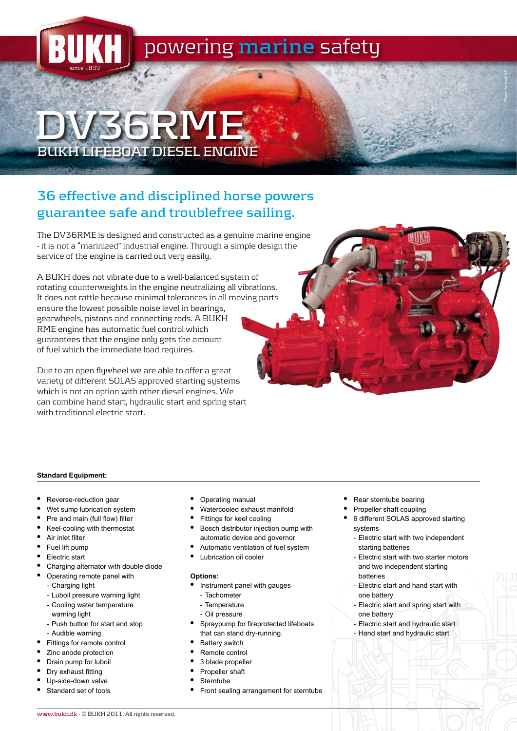# DV36RME

## BUKH LIFEBOAT DIESEL ENGINE

powering marine safety

## 36 effective and disciplined horse powers guarantee safe and troublefree sailing.

The DV36RME is designed and constructed as a genuine marine engine - it is not a "marinized" industrial engine. Through a simple design the service of the engine is carried out very easily.

A BUKH does not vibrate due to a well-balanced system of rotating counterweights in the engine neutralizing all vibrations. It does not rattle because minimal tolerances in all moving parts ensure the lowest possible noise level in bearings, gearwheels, pistons and connecting rods. A BUKH RME engine has automatic fuel control which guarantees that the engine only gets the amount of fuel which the immediate load requires.

Due to an open flywheel we are able to offer a great variety of different SOLAS approved starting systems which is not an option with other diesel engines. We can combine hand start, hydraulic start and spring start with traditional electric start.

**Standard Equipment:**

- Reverse-reduction gear
- Wet sump lubrication system
- Pre and main (full flow) filter
- Keel-cooling with thermostat
- Air inlet filter
- Fuel lift pump
- Electric start
- Charging alternator with double diode
- Operating remote panel with
  - Charging light
  - Luboil pressure warning light
  - Cooling water temperature warning light
  - Push button for start and stop
  - Audible warning
- Fittings for remote control
- Zinc anode protection
- Drain pump for luboil
- Dry exhaust fitting
- Up-side-down valve
- Standard set of tools
- Operating manual
- Watercooled exhaust manifold
- Fittings for keel cooling
- Bosch distributor injection pump with automatic device and governor
- Automatic ventilation of fuel system
- Lubrication oil cooler

**Options:**

- Instrument panel with gauges
  - Tachometer
  - Temperature
  - Oil pressure
- Spraypump for fireprotected lifeboats that can stand dry-running.
- Battery switch
- Remote control
- 3 blade propeller
- Propeller shaft
- Sterntube
- Front sealing arrangement for sterntube
- Rear sterntube bearing
- Propeller shaft coupling
- 6 different SOLAS approved starting systems
  - Electric start with two independent starting batteries
  - Electric start with two starter motors and two independent starting batteries
  - Electric start and hand start with one battery
  - Electric start and spring start with one battery
  - Electric start and hydraulic start
  - Hand start and hydraulic start

www.bukh.dk - © BUKH 2011. All rights reserved.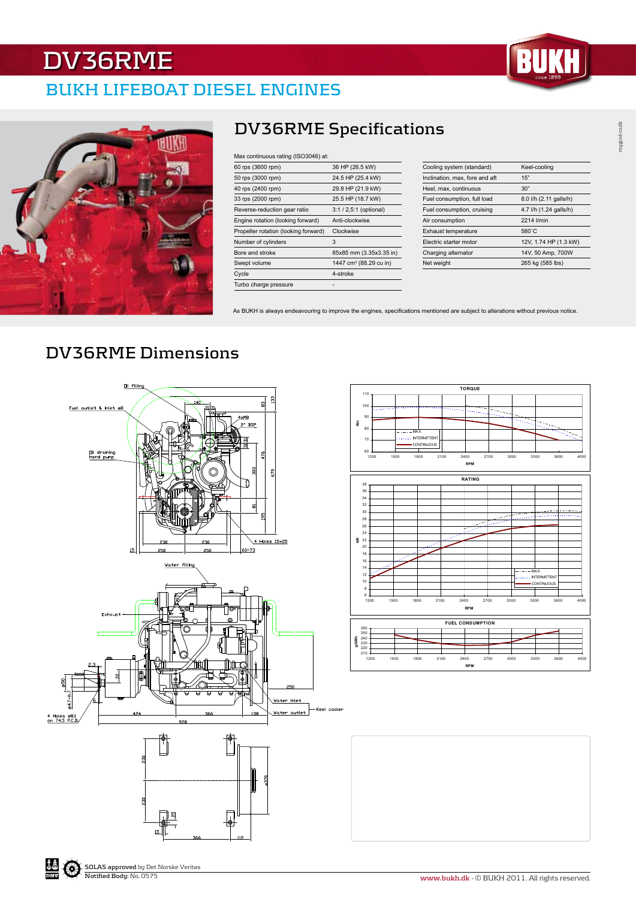# DV36RME

## BUKH LIFEBOAT DIESEL ENGINES

## DV36RME Specifications

Max continuous rating (ISO3046) at:

| | |
|---|---|
| 60 rps (3600 rpm) | 36 HP (26.5 kW) |
| 50 rps (3000 rpm) | 24.5 HP (25.4 kW) |
| 40 rps (2400 rpm) | 29.8 HP (21.9 kW) |
| 33 rps (2000 rpm) | 25.5 HP (18.7 kW) |
| Reverse-reduction gear ratio | 3:1 / 2,5:1 (optional) |
| Engine rotation (looking forward) | Anti-clockwise |
| Propeller rotation (looking forward) | Clockwise |
| Number of cylinders | 3 |
| Bore and stroke | 85x85 mm (3.35x3.35 in) |
| Swept volume | 1447 cm³ (88.29 cu in) |
| Cycle | 4-stroke |
| Turbo charge pressure | - |

| | |
|---|---|
| Cooling system (standard) | Keel-cooling |
| Inclination, max, fore and aft | 15° |
| Heel, max, continuous | 30° |
| Fuel consumption, full load | 8.0 l/h (2.11 galls/h) |
| Fuel consumption, cruising | 4.7 l/h (1.24 galls/h) |
| Air consumption | 2214 l/min |
| Exhaust temperature | 580˚C |
| Electric starter motor | 12V, 1.74 HP (1.3 kW) |
| Charging alternator | 14V, 50 Amp, 700W |
| Net weight | 265 kg (585 lbs) |

As BUKH is always endeavouring to improve the engines, specifications mentioned are subject to alterations without previous notice.

## DV36RME Dimensions

Oil filling
Fuel outlet & inlet ø8
Oil draining hand pump
140
31 31
83
133
4xM8
2" BSP
476
303
670
81
195
230
230
15
250
250
60-73
4 Holes 15x25
Water filling
Exhaust
2.3
72
ø90
ø47-h7
4 Holes ø8.1 on 74.5 P.C.D.
424
366
138
928
250
Water inlet
Water outlet
Keel cooler
230
230
ø370
15
366
112

TORQUE
Nm
110 100 90 80 70 60
1200 1500 1800 2100 2400 2700 3000 3300 3600 4000
RPM
MAX.
INTERMITTENT
CONTINUOUS

RATING
kW
38 36 34 32 30 28 26 24 22 20 18 16 14 12 10 8 6
1200 1500 1800 2100 2400 2700 3000 3300 3600 4000
RPM
MAX.
INTERMITTENT
CONTINUOUS

FUEL CONSUMPTION
g/kWh
260 250 240 230 220 210
1200 1500 1800 2100 2400 2700 3000 3300 3600 4000
RPM

**SOLAS approved** by Det Norske Veritas
Notified Body: No. 0575

www.bukh.dk - © BUKH 2011. All rights reserved.